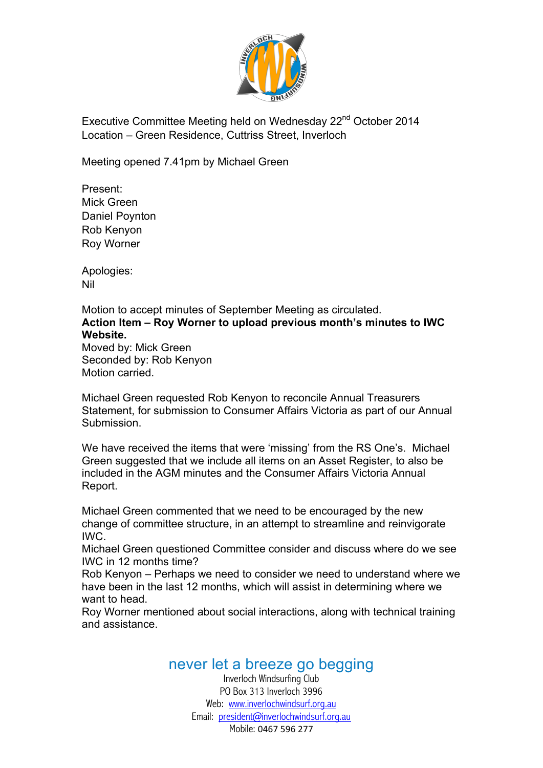Executive Committee Meeting held on Wednesday 22nd October 2014
Location – Green Residence, Cuttriss Street, Inverloch

Meeting opened 7.41pm by Michael Green

Present:
Mick Green
Daniel Poynton
Rob Kenyon
Roy Worner

Apologies:
Nil

Motion to accept minutes of September Meeting as circulated.
**Action Item – Roy Worner to upload previous month's minutes to IWC Website.**
Moved by: Mick Green
Seconded by: Rob Kenyon
Motion carried.

Michael Green requested Rob Kenyon to reconcile Annual Treasurers Statement, for submission to Consumer Affairs Victoria as part of our Annual Submission.

We have received the items that were 'missing' from the RS One's. Michael Green suggested that we include all items on an Asset Register, to also be included in the AGM minutes and the Consumer Affairs Victoria Annual Report.

Michael Green commented that we need to be encouraged by the new change of committee structure, in an attempt to streamline and reinvigorate IWC.
Michael Green questioned Committee consider and discuss where do we see IWC in 12 months time?
Rob Kenyon – Perhaps we need to consider we need to understand where we have been in the last 12 months, which will assist in determining where we want to head.
Roy Worner mentioned about social interactions, along with technical training and assistance.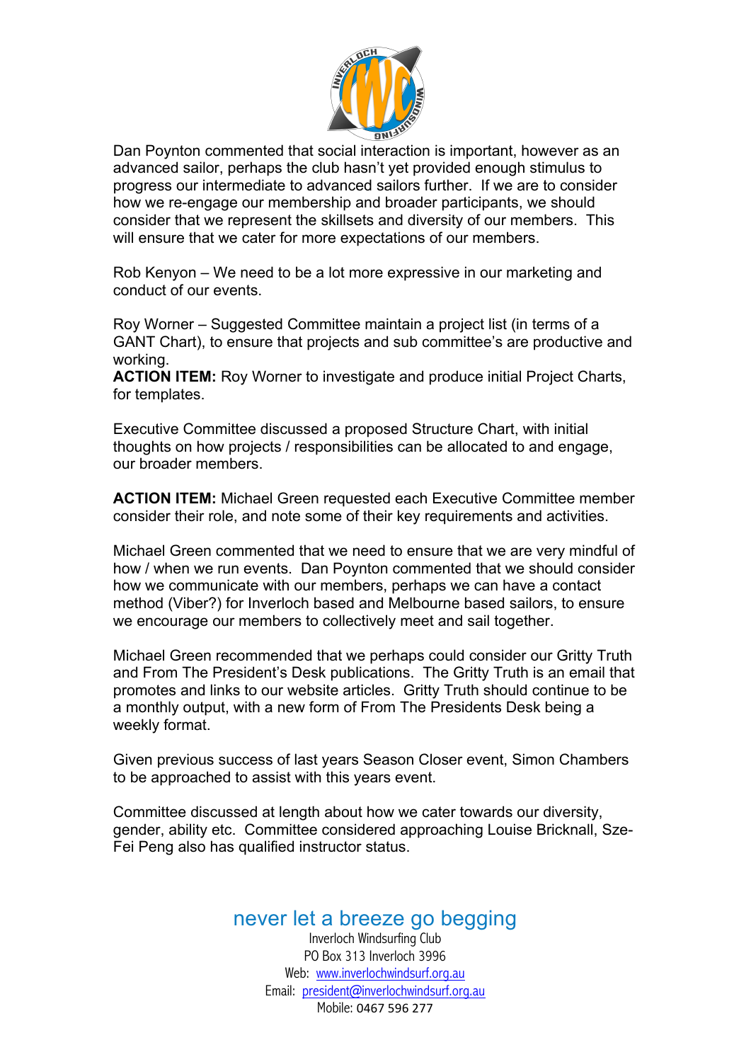Dan Poynton commented that social interaction is important, however as an advanced sailor, perhaps the club hasn't yet provided enough stimulus to progress our intermediate to advanced sailors further. If we are to consider how we re-engage our membership and broader participants, we should consider that we represent the skillsets and diversity of our members. This will ensure that we cater for more expectations of our members.

Rob Kenyon – We need to be a lot more expressive in our marketing and conduct of our events.

Roy Worner – Suggested Committee maintain a project list (in terms of a GANT Chart), to ensure that projects and sub committee's are productive and working.
**ACTION ITEM:** Roy Worner to investigate and produce initial Project Charts, for templates.

Executive Committee discussed a proposed Structure Chart, with initial thoughts on how projects / responsibilities can be allocated to and engage, our broader members.

**ACTION ITEM:** Michael Green requested each Executive Committee member consider their role, and note some of their key requirements and activities.

Michael Green commented that we need to ensure that we are very mindful of how / when we run events. Dan Poynton commented that we should consider how we communicate with our members, perhaps we can have a contact method (Viber?) for Inverloch based and Melbourne based sailors, to ensure we encourage our members to collectively meet and sail together.

Michael Green recommended that we perhaps could consider our Gritty Truth and From The President's Desk publications. The Gritty Truth is an email that promotes and links to our website articles. Gritty Truth should continue to be a monthly output, with a new form of From The Presidents Desk being a weekly format.

Given previous success of last years Season Closer event, Simon Chambers to be approached to assist with this years event.

Committee discussed at length about how we cater towards our diversity, gender, ability etc. Committee considered approaching Louise Bricknall, Sze-Fei Peng also has qualified instructor status.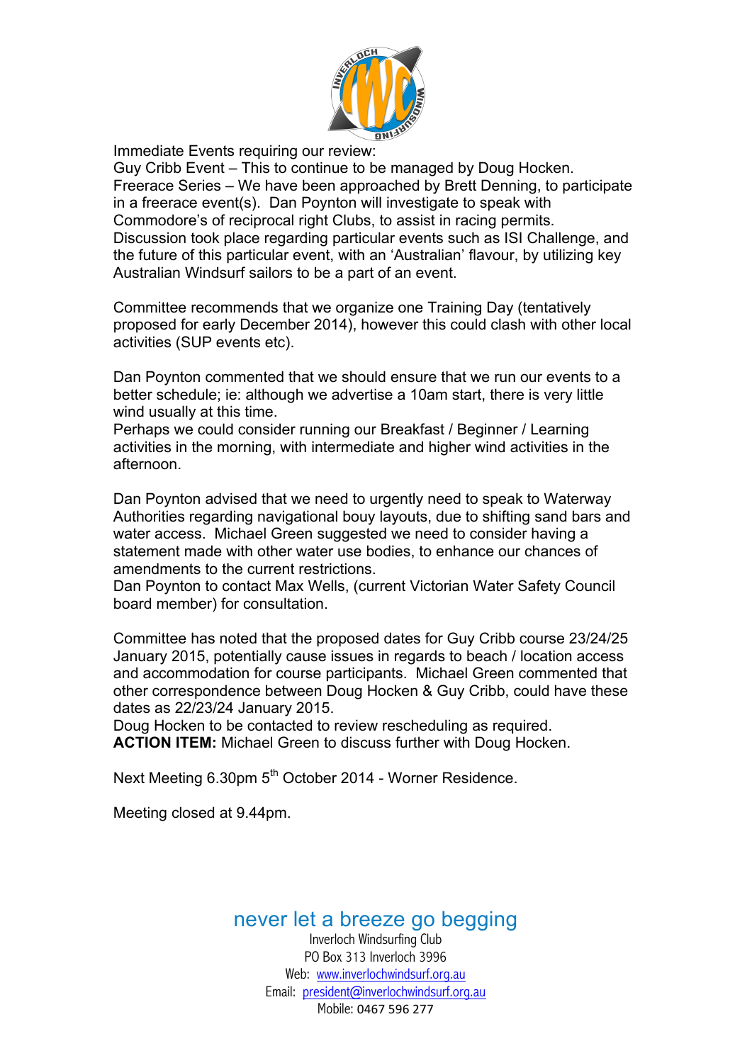Immediate Events requiring our review:
Guy Cribb Event – This to continue to be managed by Doug Hocken.
Freerace Series – We have been approached by Brett Denning, to participate in a freerace event(s). Dan Poynton will investigate to speak with Commodore's of reciprocal right Clubs, to assist in racing permits.
Discussion took place regarding particular events such as ISI Challenge, and the future of this particular event, with an 'Australian' flavour, by utilizing key Australian Windsurf sailors to be a part of an event.

Committee recommends that we organize one Training Day (tentatively proposed for early December 2014), however this could clash with other local activities (SUP events etc).

Dan Poynton commented that we should ensure that we run our events to a better schedule; ie: although we advertise a 10am start, there is very little wind usually at this time.
Perhaps we could consider running our Breakfast / Beginner / Learning activities in the morning, with intermediate and higher wind activities in the afternoon.

Dan Poynton advised that we need to urgently need to speak to Waterway Authorities regarding navigational bouy layouts, due to shifting sand bars and water access. Michael Green suggested we need to consider having a statement made with other water use bodies, to enhance our chances of amendments to the current restrictions.
Dan Poynton to contact Max Wells, (current Victorian Water Safety Council board member) for consultation.

Committee has noted that the proposed dates for Guy Cribb course 23/24/25 January 2015, potentially cause issues in regards to beach / location access and accommodation for course participants. Michael Green commented that other correspondence between Doug Hocken & Guy Cribb, could have these dates as 22/23/24 January 2015.
Doug Hocken to be contacted to review rescheduling as required.
**ACTION ITEM:** Michael Green to discuss further with Doug Hocken.

Next Meeting 6.30pm 5th October 2014 - Worner Residence.

Meeting closed at 9.44pm.

never let a breeze go begging
Inverloch Windsurfing Club
PO Box 313 Inverloch 3996
Web: www.inverlochwindsurf.org.au
Email: president@inverlochwindsurf.org.au
Mobile: 0467 596 277